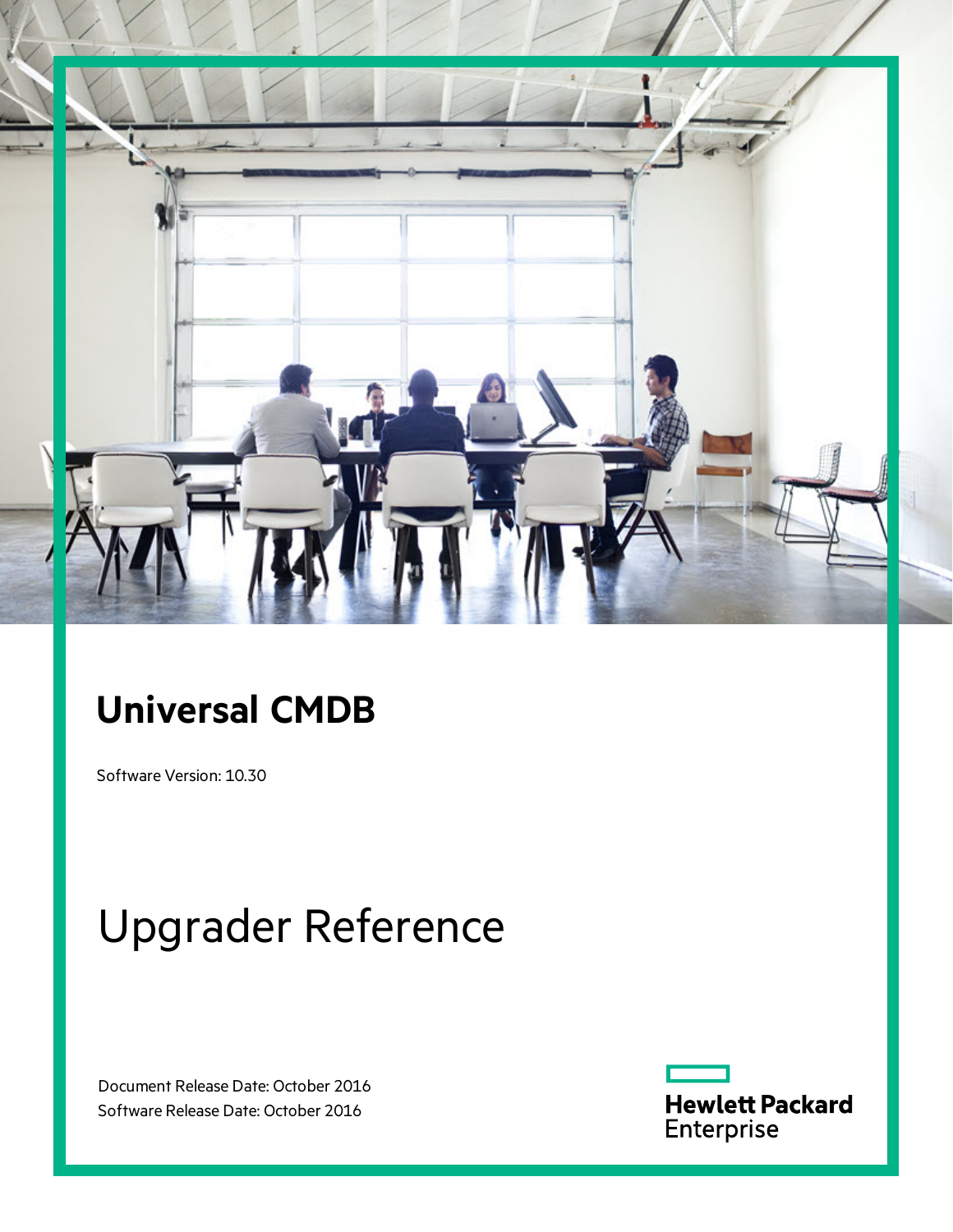# Universal CMDB

Software Version: 10.30

# Upgrader Reference

Document Release Date: October 2016
Software Release Date: October 2016

Hewlett Packard Enterprise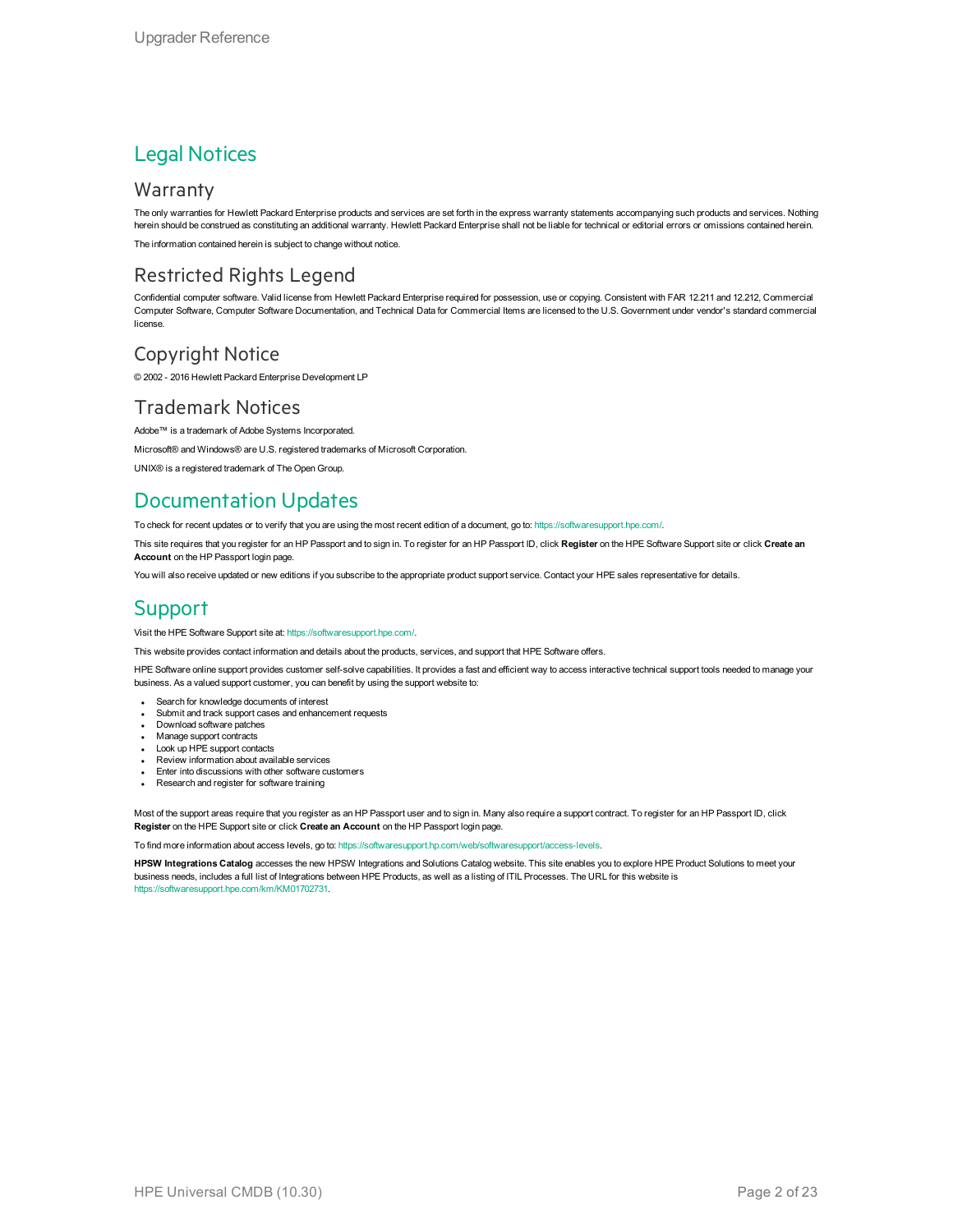# Legal Notices

## Warranty

The only warranties for Hewlett Packard Enterprise products and services are set forth in the express warranty statements accompanying such products and services. Nothing herein should be construed as constituting an additional warranty. Hewlett Packard Enterprise shall not be liable for technical or editorial errors or omissions contained herein.

The information contained herein is subject to change without notice.

## Restricted Rights Legend

Confidential computer software. Valid license from Hewlett Packard Enterprise required for possession, use or copying. Consistent with FAR 12.211 and 12.212, Commercial Computer Software, Computer Software Documentation, and Technical Data for Commercial Items are licensed to the U.S. Government under vendor's standard commercial license.

## Copyright Notice

© 2002 - 2016 Hewlett Packard Enterprise Development LP

## Trademark Notices

Adobe™ is a trademark of Adobe Systems Incorporated.

Microsoft® and Windows® are U.S. registered trademarks of Microsoft Corporation.

UNIX® is a registered trademark of The Open Group.

# Documentation Updates

To check for recent updates or to verify that you are using the most recent edition of a document, go to: https://softwaresupport.hpe.com/.

This site requires that you register for an HP Passport and to sign in. To register for an HP Passport ID, click **Register** on the HPE Software Support site or click **Create an Account** on the HP Passport login page.

You will also receive updated or new editions if you subscribe to the appropriate product support service. Contact your HPE sales representative for details.

# Support

Visit the HPE Software Support site at: https://softwaresupport.hpe.com/.

This website provides contact information and details about the products, services, and support that HPE Software offers.

HPE Software online support provides customer self-solve capabilities. It provides a fast and efficient way to access interactive technical support tools needed to manage your business. As a valued support customer, you can benefit by using the support website to:

- Search for knowledge documents of interest
- Submit and track support cases and enhancement requests
- Download software patches
- Manage support contracts
- Look up HPE support contacts
- Review information about available services
- Enter into discussions with other software customers
- Research and register for software training

Most of the support areas require that you register as an HP Passport user and to sign in. Many also require a support contract. To register for an HP Passport ID, click **Register** on the HPE Support site or click **Create an Account** on the HP Passport login page.

To find more information about access levels, go to: https://softwaresupport.hp.com/web/softwaresupport/access-levels.

**HPSW Integrations Catalog** accesses the new HPSW Integrations and Solutions Catalog website. This site enables you to explore HPE Product Solutions to meet your business needs, includes a full list of Integrations between HPE Products, as well as a listing of ITIL Processes. The URL for this website is https://softwaresupport.hpe.com/km/KM01702731.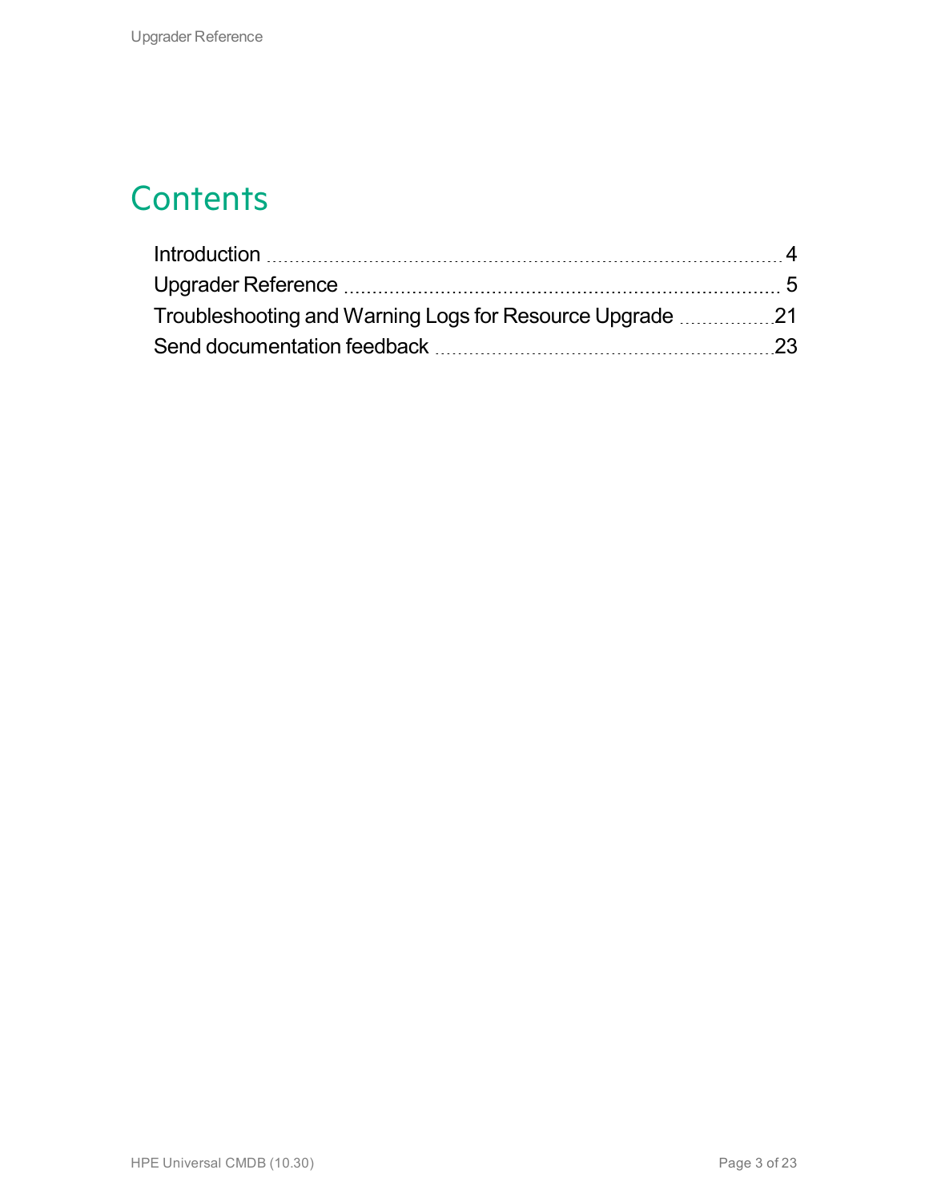# Contents

Introduction ..... 4
Upgrader Reference ..... 5
Troubleshooting and Warning Logs for Resource Upgrade ..... 21
Send documentation feedback ..... 23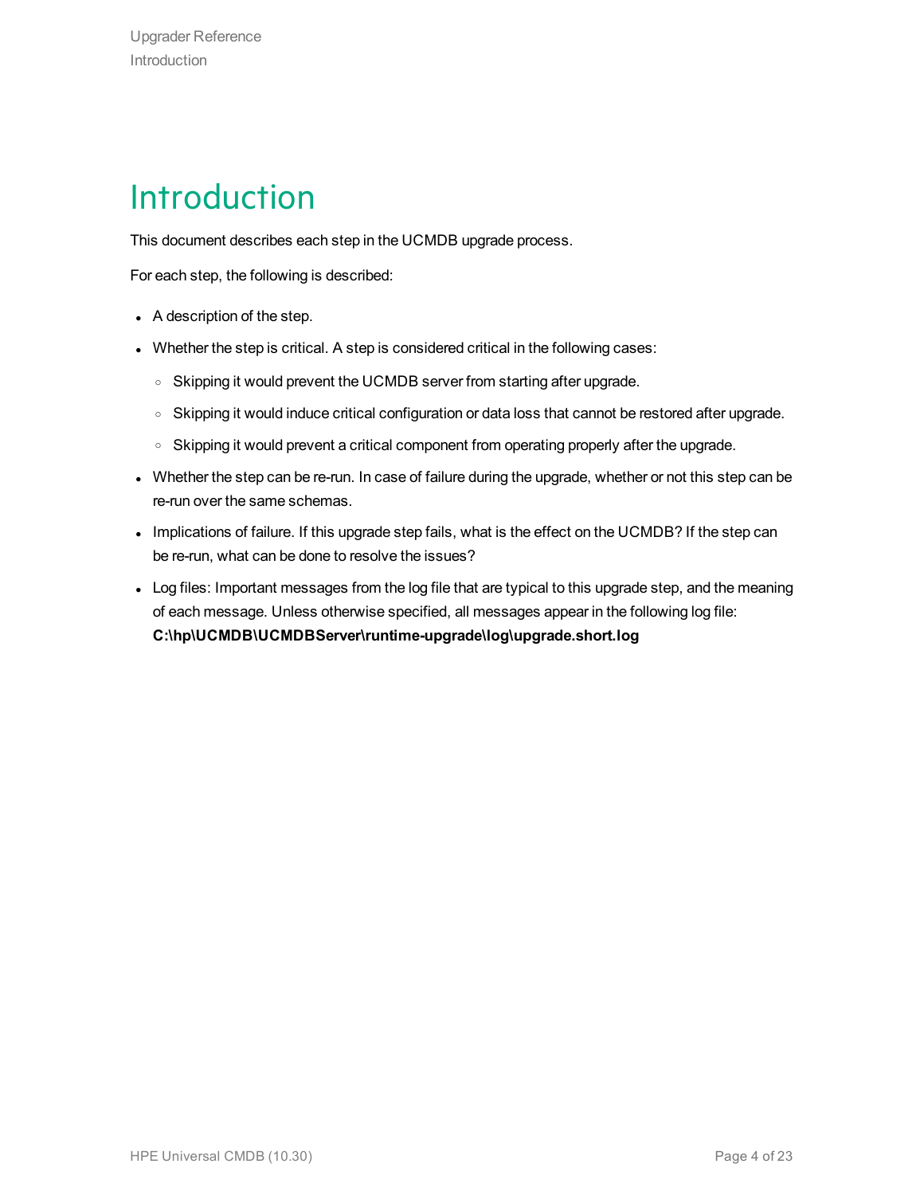# Introduction

This document describes each step in the UCMDB upgrade process.

For each step, the following is described:

- A description of the step.
- Whether the step is critical. A step is considered critical in the following cases:
  - Skipping it would prevent the UCMDB server from starting after upgrade.
  - Skipping it would induce critical configuration or data loss that cannot be restored after upgrade.
  - Skipping it would prevent a critical component from operating properly after the upgrade.
- Whether the step can be re-run. In case of failure during the upgrade, whether or not this step can be re-run over the same schemas.
- Implications of failure. If this upgrade step fails, what is the effect on the UCMDB? If the step can be re-run, what can be done to resolve the issues?
- Log files: Important messages from the log file that are typical to this upgrade step, and the meaning of each message. Unless otherwise specified, all messages appear in the following log file: **C:\hp\UCMDB\UCMDBServer\runtime-upgrade\log\upgrade.short.log**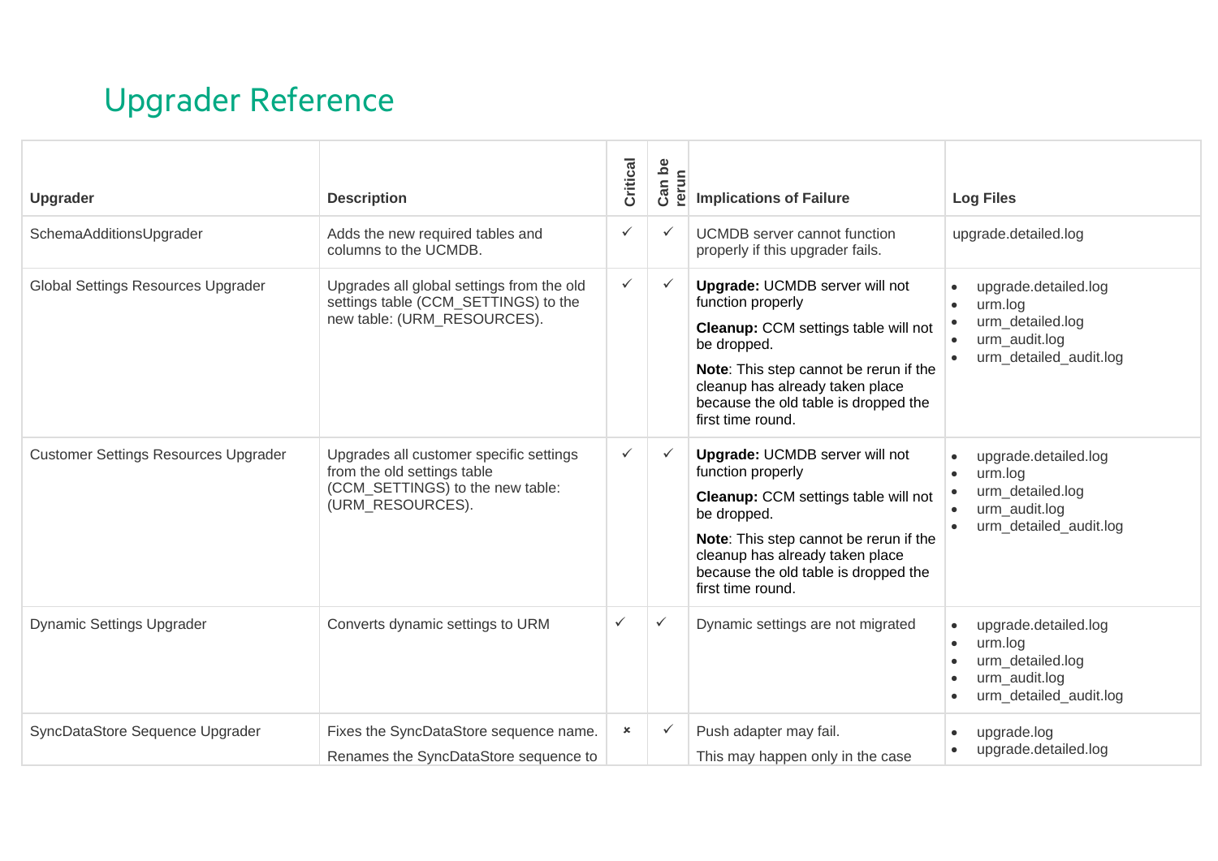# Upgrader Reference

| Upgrader | Description | Critical | Can be rerun | Implications of Failure | Log Files |
|---|---|---|---|---|---|
| SchemaAdditionsUpgrader | Adds the new required tables and columns to the UCMDB. | ✓ | ✓ | UCMDB server cannot function properly if this upgrader fails. | upgrade.detailed.log |
| Global Settings Resources Upgrader | Upgrades all global settings from the old settings table (CCM_SETTINGS) to the new table: (URM_RESOURCES). | ✓ | ✓ | **Upgrade:** UCMDB server will not function properly<br>**Cleanup:** CCM settings table will not be dropped.<br>**Note**: This step cannot be rerun if the cleanup has already taken place because the old table is dropped the first time round. | • upgrade.detailed.log<br>• urm.log<br>• urm_detailed.log<br>• urm_audit.log<br>• urm_detailed_audit.log |
| Customer Settings Resources Upgrader | Upgrades all customer specific settings from the old settings table (CCM_SETTINGS) to the new table: (URM_RESOURCES). | ✓ | ✓ | **Upgrade:** UCMDB server will not function properly<br>**Cleanup:** CCM settings table will not be dropped.<br>**Note**: This step cannot be rerun if the cleanup has already taken place because the old table is dropped the first time round. | • upgrade.detailed.log<br>• urm.log<br>• urm_detailed.log<br>• urm_audit.log<br>• urm_detailed_audit.log |
| Dynamic Settings Upgrader | Converts dynamic settings to URM | ✓ | ✓ | Dynamic settings are not migrated | • upgrade.detailed.log<br>• urm.log<br>• urm_detailed.log<br>• urm_audit.log<br>• urm_detailed_audit.log |
| SyncDataStore Sequence Upgrader | Fixes the SyncDataStore sequence name.<br>Renames the SyncDataStore sequence to | × | ✓ | Push adapter may fail.<br>This may happen only in the case | • upgrade.log<br>• upgrade.detailed.log |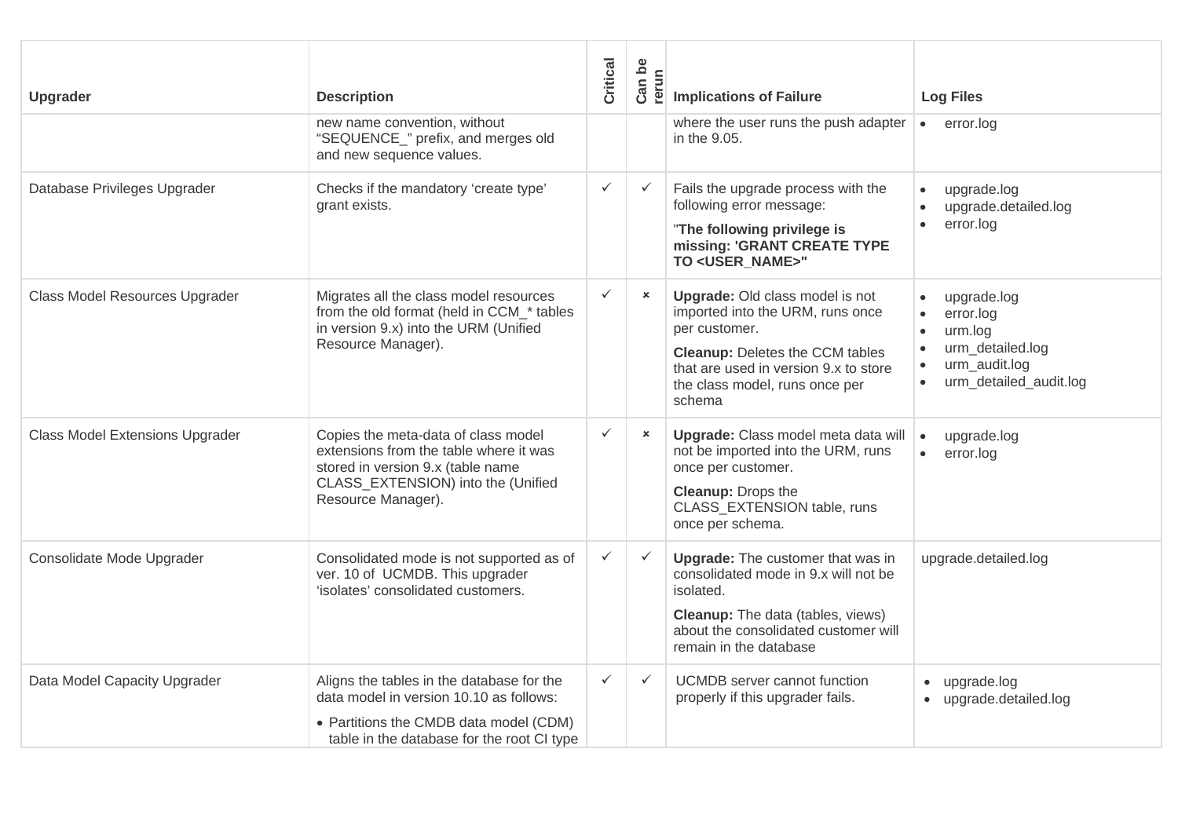| Upgrader | Description | Critical | Can be rerun | Implications of Failure | Log Files |
|---|---|---|---|---|---|
| | new name convention, without “SEQUENCE_” prefix, and merges old and new sequence values. | | | where the user runs the push adapter in the 9.05. | • error.log |
| Database Privileges Upgrader | Checks if the mandatory ‘create type’ grant exists. | ✓ | ✓ | Fails the upgrade process with the following error message: "**The following privilege is missing: 'GRANT CREATE TYPE TO <USER_NAME>"** | • upgrade.log<br>• upgrade.detailed.log<br>• error.log |
| Class Model Resources Upgrader | Migrates all the class model resources from the old format (held in CCM_* tables in version 9.x) into the URM (Unified Resource Manager). | ✓ | ✗ | **Upgrade:** Old class model is not imported into the URM, runs once per customer.<br>**Cleanup:** Deletes the CCM tables that are used in version 9.x to store the class model, runs once per schema | • upgrade.log<br>• error.log<br>• urm.log<br>• urm_detailed.log<br>• urm_audit.log<br>• urm_detailed_audit.log |
| Class Model Extensions Upgrader | Copies the meta-data of class model extensions from the table where it was stored in version 9.x (table name CLASS_EXTENSION) into the (Unified Resource Manager). | ✓ | ✗ | **Upgrade:** Class model meta data will not be imported into the URM, runs once per customer.<br>**Cleanup:** Drops the CLASS_EXTENSION table, runs once per schema. | • upgrade.log<br>• error.log |
| Consolidate Mode Upgrader | Consolidated mode is not supported as of ver. 10 of UCMDB. This upgrader ‘isolates’ consolidated customers. | ✓ | ✓ | **Upgrade:** The customer that was in consolidated mode in 9.x will not be isolated.<br>**Cleanup:** The data (tables, views) about the consolidated customer will remain in the database | upgrade.detailed.log |
| Data Model Capacity Upgrader | Aligns the tables in the database for the data model in version 10.10 as follows:<br>• Partitions the CMDB data model (CDM) table in the database for the root CI type | ✓ | ✓ | UCMDB server cannot function properly if this upgrader fails. | • upgrade.log<br>• upgrade.detailed.log |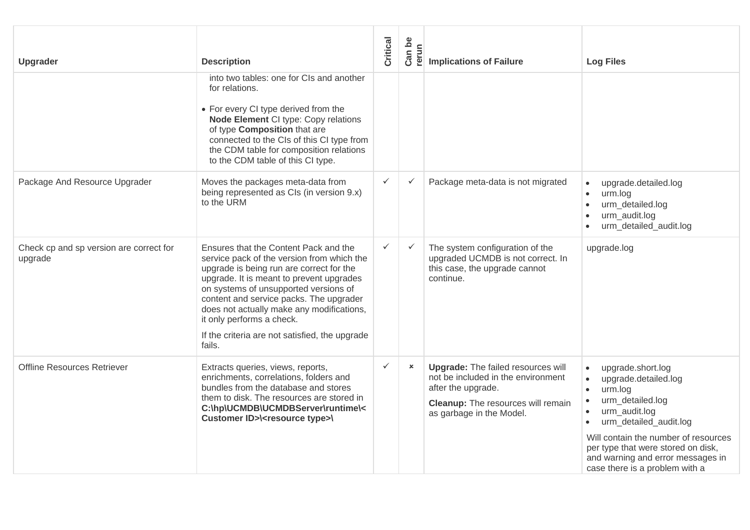| Upgrader | Description | Critical | Can be rerun | Implications of Failure | Log Files |
|---|---|---|---|---|---|
| | into two tables: one for CIs and another for relations.<br>• For every CI type derived from the **Node Element** CI type: Copy relations of type **Composition** that are connected to the CIs of this CI type from the CDM table for composition relations to the CDM table of this CI type. | | | | |
| Package And Resource Upgrader | Moves the packages meta-data from being represented as CIs (in version 9.x) to the URM | ✓ | ✓ | Package meta-data is not migrated | • upgrade.detailed.log<br>• urm.log<br>• urm_detailed.log<br>• urm_audit.log<br>• urm_detailed_audit.log |
| Check cp and sp version are correct for upgrade | Ensures that the Content Pack and the service pack of the version from which the upgrade is being run are correct for the upgrade. It is meant to prevent upgrades on systems of unsupported versions of content and service packs. The upgrader does not actually make any modifications, it only performs a check.<br>If the criteria are not satisfied, the upgrade fails. | ✓ | ✓ | The system configuration of the upgraded UCMDB is not correct. In this case, the upgrade cannot continue. | upgrade.log |
| Offline Resources Retriever | Extracts queries, views, reports, enrichments, correlations, folders and bundles from the database and stores them to disk. The resources are stored in **C:\hp\UCMDB\UCMDBServer\runtime\<Customer ID>\<resource type>\** | ✓ | × | **Upgrade:** The failed resources will not be included in the environment after the upgrade.<br>**Cleanup:** The resources will remain as garbage in the Model. | • upgrade.short.log<br>• upgrade.detailed.log<br>• urm.log<br>• urm_detailed.log<br>• urm_audit.log<br>• urm_detailed_audit.log<br>Will contain the number of resources per type that were stored on disk, and warning and error messages in case there is a problem with a |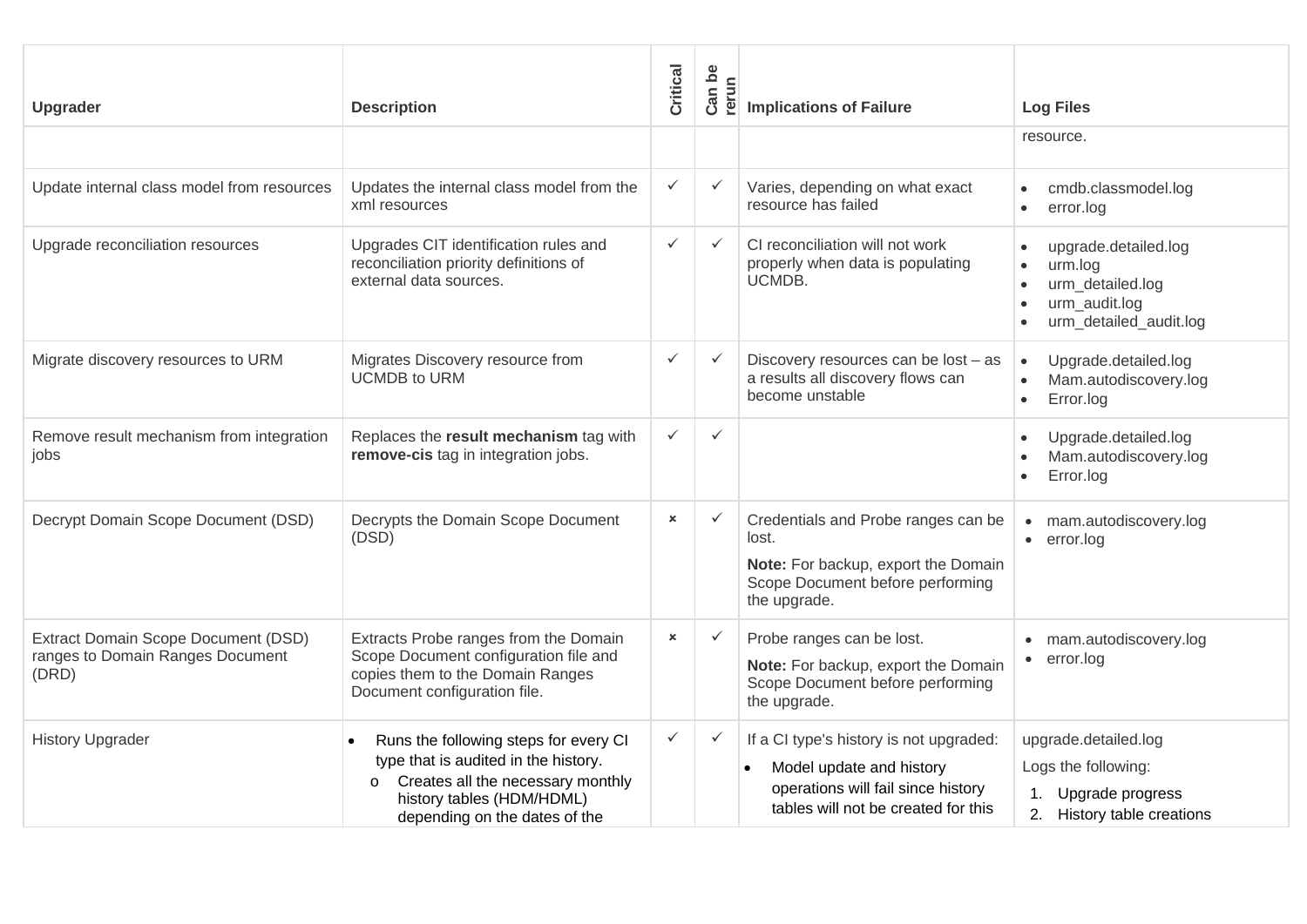| Upgrader | Description | Critical | Can be rerun | Implications of Failure | Log Files |
|---|---|---|---|---|---|
| | | | | | resource. |
| Update internal class model from resources | Updates the internal class model from the xml resources | ✓ | ✓ | Varies, depending on what exact resource has failed | • cmdb.classmodel.log<br>• error.log |
| Upgrade reconciliation resources | Upgrades CIT identification rules and reconciliation priority definitions of external data sources. | ✓ | ✓ | CI reconciliation will not work properly when data is populating UCMDB. | • upgrade.detailed.log<br>• urm.log<br>• urm_detailed.log<br>• urm_audit.log<br>• urm_detailed_audit.log |
| Migrate discovery resources to URM | Migrates Discovery resource from UCMDB to URM | ✓ | ✓ | Discovery resources can be lost – as a results all discovery flows can become unstable | • Upgrade.detailed.log<br>• Mam.autodiscovery.log<br>• Error.log |
| Remove result mechanism from integration jobs | Replaces the **result mechanism** tag with **remove-cis** tag in integration jobs. | ✓ | ✓ | | • Upgrade.detailed.log<br>• Mam.autodiscovery.log<br>• Error.log |
| Decrypt Domain Scope Document (DSD) | Decrypts the Domain Scope Document (DSD) | × | ✓ | Credentials and Probe ranges can be lost.<br>**Note:** For backup, export the Domain Scope Document before performing the upgrade. | • mam.autodiscovery.log<br>• error.log |
| Extract Domain Scope Document (DSD) ranges to Domain Ranges Document (DRD) | Extracts Probe ranges from the Domain Scope Document configuration file and copies them to the Domain Ranges Document configuration file. | × | ✓ | Probe ranges can be lost.<br>**Note:** For backup, export the Domain Scope Document before performing the upgrade. | • mam.autodiscovery.log<br>• error.log |
| History Upgrader | • Runs the following steps for every CI type that is audited in the history.<br>o Creates all the necessary monthly history tables (HDM/HDML) depending on the dates of the | ✓ | ✓ | If a CI type's history is not upgraded:<br>• Model update and history operations will fail since history tables will not be created for this | upgrade.detailed.log<br>Logs the following:<br>1. Upgrade progress<br>2. History table creations |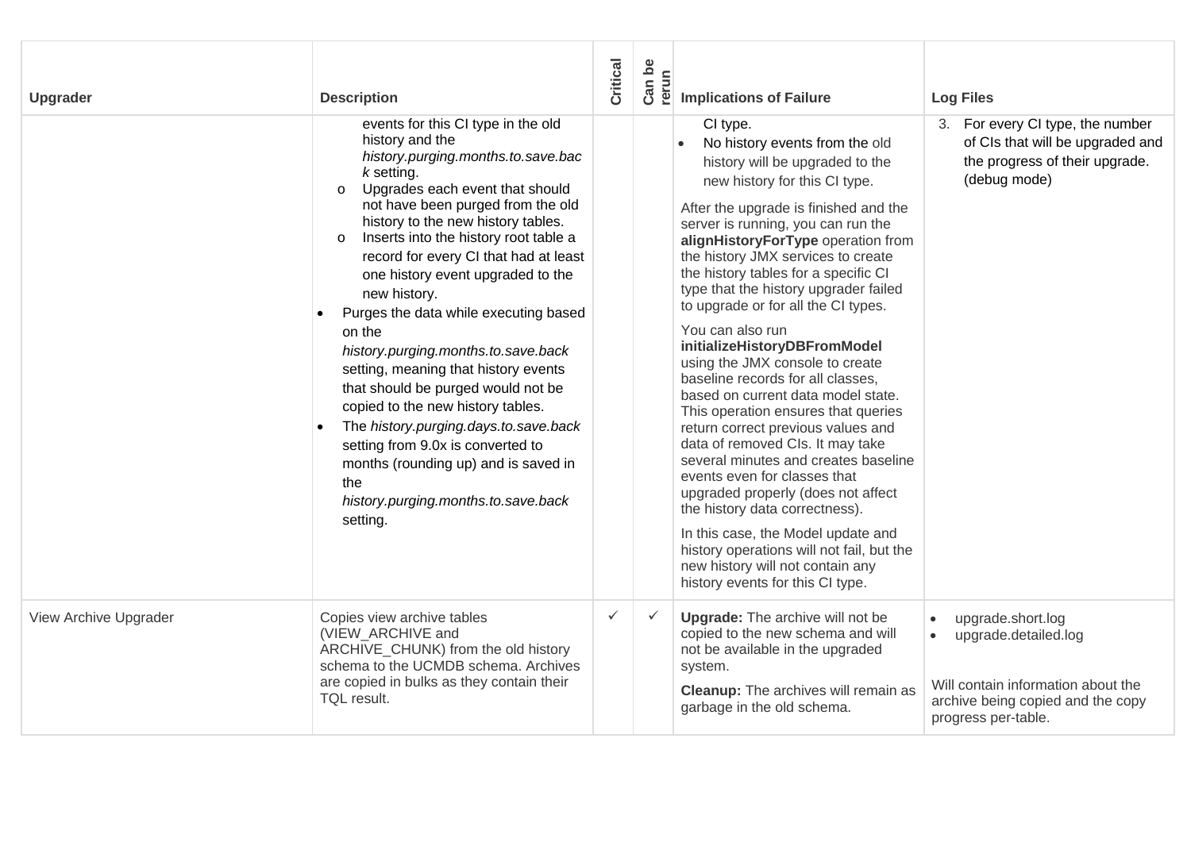| Upgrader | Description | Critical | Can be rerun | Implications of Failure | Log Files |
|---|---|---|---|---|---|
| | events for this CI type in the old history and the *history.purging.months.to.save.back* setting.<br>o Upgrades each event that should not have been purged from the old history to the new history tables.<br>o Inserts into the history root table a record for every CI that had at least one history event upgraded to the new history.<br>• Purges the data while executing based on the *history.purging.months.to.save.back* setting, meaning that history events that should be purged would not be copied to the new history tables.<br>• The *history.purging.days.to.save.back* setting from 9.0x is converted to months (rounding up) and is saved in the *history.purging.months.to.save.back* setting. | | | CI type.<br>• No history events from the old history will be upgraded to the new history for this CI type.<br><br>After the upgrade is finished and the server is running, you can run the **alignHistoryForType** operation from the history JMX services to create the history tables for a specific CI type that the history upgrader failed to upgrade or for all the CI types.<br><br>You can also run **initializeHistoryDBFromModel** using the JMX console to create baseline records for all classes, based on current data model state. This operation ensures that queries return correct previous values and data of removed CIs. It may take several minutes and creates baseline events even for classes that upgraded properly (does not affect the history data correctness).<br><br>In this case, the Model update and history operations will not fail, but the new history will not contain any history events for this CI type. | 3. For every CI type, the number of CIs that will be upgraded and the progress of their upgrade. (debug mode) |
| View Archive Upgrader | Copies view archive tables (VIEW_ARCHIVE and ARCHIVE_CHUNK) from the old history schema to the UCMDB schema. Archives are copied in bulks as they contain their TQL result. | ✓ | ✓ | **Upgrade:** The archive will not be copied to the new schema and will not be available in the upgraded system.<br><br>**Cleanup:** The archives will remain as garbage in the old schema. | • upgrade.short.log<br>• upgrade.detailed.log<br><br>Will contain information about the archive being copied and the copy progress per-table. |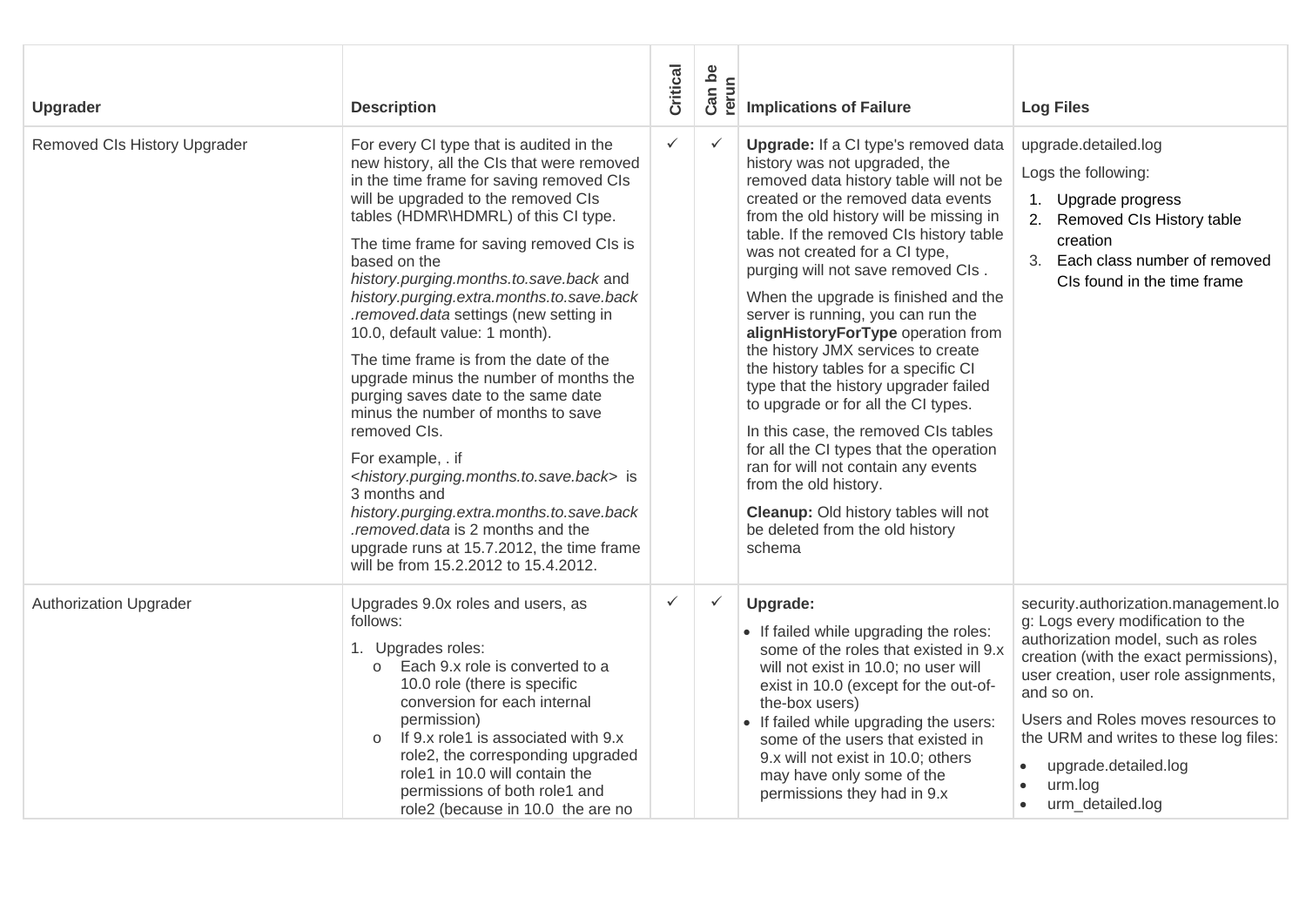| Upgrader | Description | Critical | Can be rerun | Implications of Failure | Log Files |
|---|---|---|---|---|---|
| Removed CIs History Upgrader | For every CI type that is audited in the new history, all the CIs that were removed in the time frame for saving removed CIs will be upgraded to the removed CIs tables (HDMR\HDMRL) of this CI type.<br><br>The time frame for saving removed CIs is based on the *history.purging.months.to.save.back* and *history.purging.extra.months.to.save.back .removed.data* settings (new setting in 10.0, default value: 1 month).<br><br>The time frame is from the date of the upgrade minus the number of months the purging saves date to the same date minus the number of months to save removed CIs.<br><br>For example, . if <*history.purging.months.to.save.back*> is 3 months and *history.purging.extra.months.to.save.back .removed.data* is 2 months and the upgrade runs at 15.7.2012, the time frame will be from 15.2.2012 to 15.4.2012. | ✓ | ✓ | **Upgrade:** If a CI type's removed data history was not upgraded, the removed data history table will not be created or the removed data events from the old history will be missing in table. If the removed CIs history table was not created for a CI type, purging will not save removed CIs .<br><br>When the upgrade is finished and the server is running, you can run the **alignHistoryForType** operation from the history JMX services to create the history tables for a specific CI type that the history upgrader failed to upgrade or for all the CI types.<br><br>In this case, the removed CIs tables for all the CI types that the operation ran for will not contain any events from the old history.<br><br>**Cleanup:** Old history tables will not be deleted from the old history schema | upgrade.detailed.log<br><br>Logs the following:<br>1. Upgrade progress<br>2. Removed CIs History table creation<br>3. Each class number of removed CIs found in the time frame |
| Authorization Upgrader | Upgrades 9.0x roles and users, as follows:<br><br>1. Upgrades roles:<br>o Each 9.x role is converted to a 10.0 role (there is specific conversion for each internal permission)<br>o If 9.x role1 is associated with 9.x role2, the corresponding upgraded role1 in 10.0 will contain the permissions of both role1 and role2 (because in 10.0 the are no | ✓ | ✓ | **Upgrade:**<br>• If failed while upgrading the roles: some of the roles that existed in 9.x will not exist in 10.0; no user will exist in 10.0 (except for the out-of-the-box users)<br>• If failed while upgrading the users: some of the users that existed in 9.x will not exist in 10.0; others may have only some of the permissions they had in 9.x | security.authorization.management.log: Logs every modification to the authorization model, such as roles creation (with the exact permissions), user creation, user role assignments, and so on.<br><br>Users and Roles moves resources to the URM and writes to these log files:<br>• upgrade.detailed.log<br>• urm.log<br>• urm_detailed.log |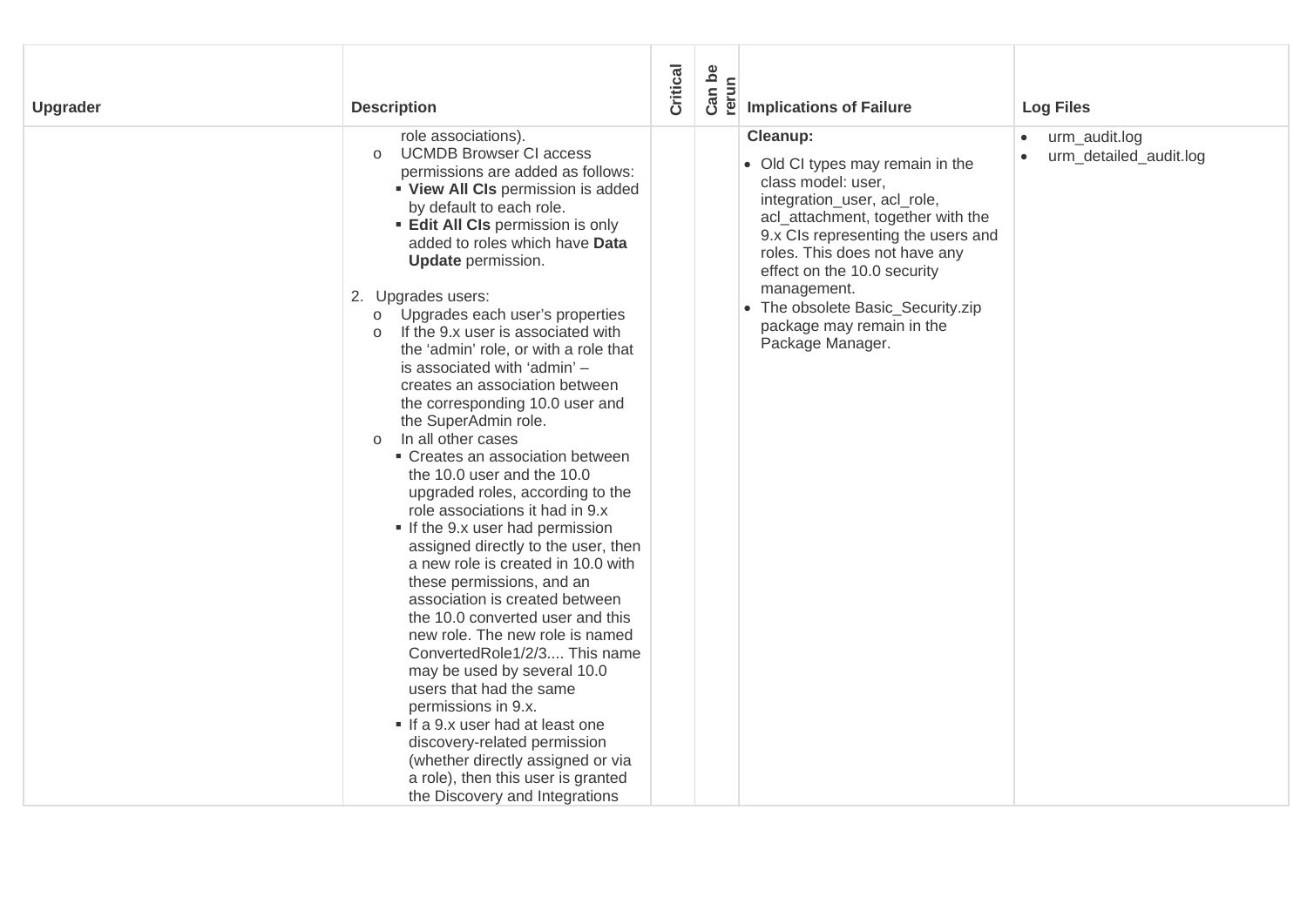| Upgrader | Description | Critical | Can be rerun | Implications of Failure | Log Files |
|---|---|---|---|---|---|
| | role associations).<br>o UCMDB Browser CI access permissions are added as follows:<br>▪ **View All CIs** permission is added by default to each role.<br>▪ **Edit All CIs** permission is only added to roles which have **Data Update** permission.<br><br>2. Upgrades users:<br>o Upgrades each user's properties<br>o If the 9.x user is associated with the 'admin' role, or with a role that is associated with 'admin' – creates an association between the corresponding 10.0 user and the SuperAdmin role.<br>o In all other cases<br>▪ Creates an association between the 10.0 user and the 10.0 upgraded roles, according to the role associations it had in 9.x<br>▪ If the 9.x user had permission assigned directly to the user, then a new role is created in 10.0 with these permissions, and an association is created between the 10.0 converted user and this new role. The new role is named ConvertedRole1/2/3.... This name may be used by several 10.0 users that had the same permissions in 9.x.<br>▪ If a 9.x user had at least one discovery-related permission (whether directly assigned or via a role), then this user is granted the Discovery and Integrations | | | **Cleanup:**<br>• Old CI types may remain in the class model: user, integration_user, acl_role, acl_attachment, together with the 9.x CIs representing the users and roles. This does not have any effect on the 10.0 security management.<br>• The obsolete Basic_Security.zip package may remain in the Package Manager. | • urm_audit.log<br>• urm_detailed_audit.log |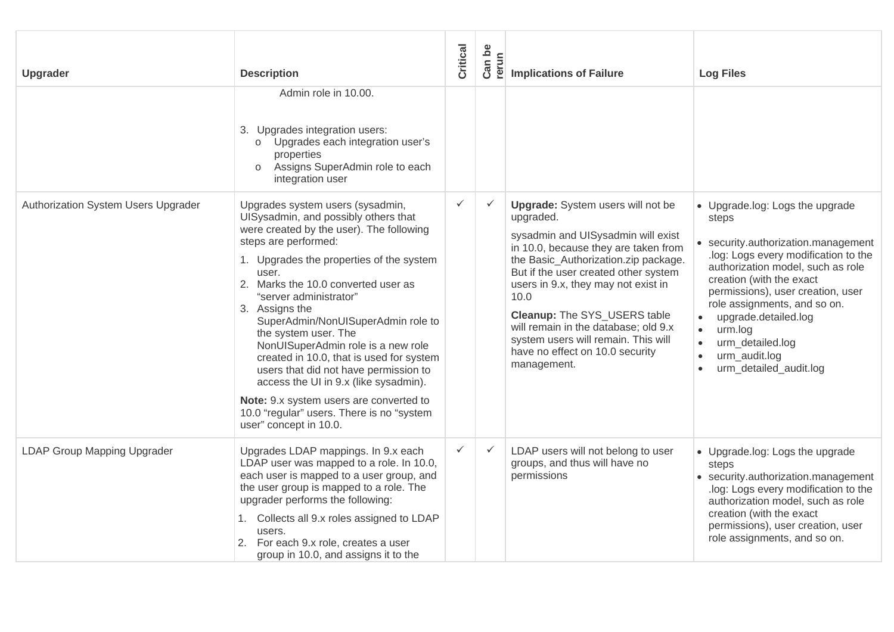| Upgrader | Description | Critical | Can be rerun | Implications of Failure | Log Files |
|---|---|---|---|---|---|
| | Admin role in 10.00.<br><br>3. Upgrades integration users:<br>o Upgrades each integration user's properties<br>o Assigns SuperAdmin role to each integration user | | | | |
| Authorization System Users Upgrader | Upgrades system users (sysadmin, UISysadmin, and possibly others that were created by the user). The following steps are performed:<br>1. Upgrades the properties of the system user.<br>2. Marks the 10.0 converted user as "server administrator"<br>3. Assigns the SuperAdmin/NonUISuperAdmin role to the system user. The NonUISuperAdmin role is a new role created in 10.0, that is used for system users that did not have permission to access the UI in 9.x (like sysadmin).<br><br>**Note:** 9.x system users are converted to 10.0 "regular" users. There is no "system user" concept in 10.0. | ✓ | ✓ | **Upgrade:** System users will not be upgraded.<br><br>sysadmin and UISysadmin will exist in 10.0, because they are taken from the Basic_Authorization.zip package. But if the user created other system users in 9.x, they may not exist in 10.0<br><br>**Cleanup:** The SYS_USERS table will remain in the database; old 9.x system users will remain. This will have no effect on 10.0 security management. | • Upgrade.log: Logs the upgrade steps<br>• security.authorization.management.log: Logs every modification to the authorization model, such as role creation (with the exact permissions), user creation, user role assignments, and so on.<br>• upgrade.detailed.log<br>• urm.log<br>• urm_detailed.log<br>• urm_audit.log<br>• urm_detailed_audit.log |
| LDAP Group Mapping Upgrader | Upgrades LDAP mappings. In 9.x each LDAP user was mapped to a role. In 10.0, each user is mapped to a user group, and the user group is mapped to a role. The upgrader performs the following:<br>1. Collects all 9.x roles assigned to LDAP users.<br>2. For each 9.x role, creates a user group in 10.0, and assigns it to the | ✓ | ✓ | LDAP users will not belong to user groups, and thus will have no permissions | • Upgrade.log: Logs the upgrade steps<br>• security.authorization.management.log: Logs every modification to the authorization model, such as role creation (with the exact permissions), user creation, user role assignments, and so on. |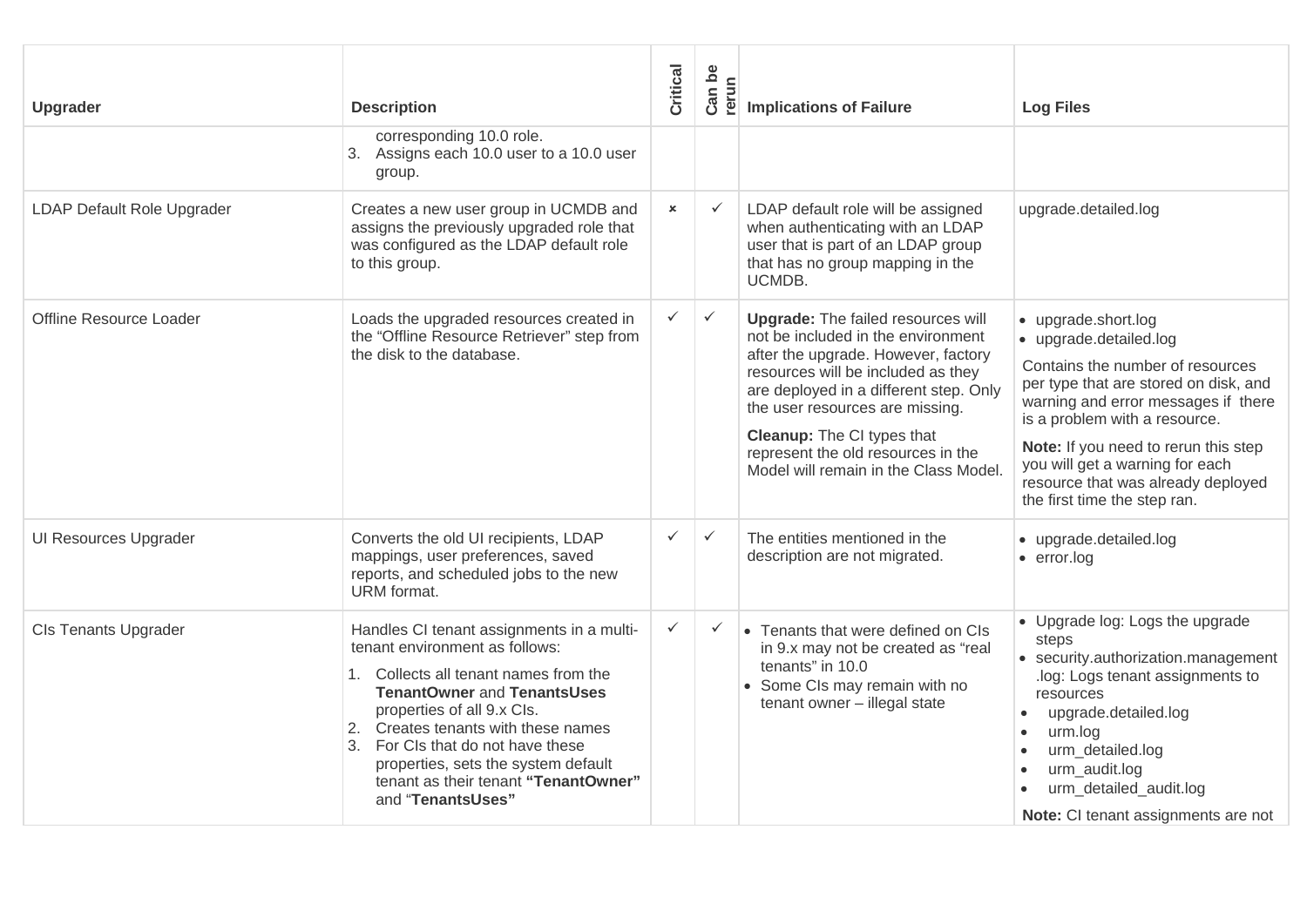| Upgrader | Description | Critical | Can be rerun | Implications of Failure | Log Files |
|---|---|---|---|---|---|
| | corresponding 10.0 role.<br>3. Assigns each 10.0 user to a 10.0 user group. | | | | |
| LDAP Default Role Upgrader | Creates a new user group in UCMDB and assigns the previously upgraded role that was configured as the LDAP default role to this group. | × | ✓ | LDAP default role will be assigned when authenticating with an LDAP user that is part of an LDAP group that has no group mapping in the UCMDB. | upgrade.detailed.log |
| Offline Resource Loader | Loads the upgraded resources created in the "Offline Resource Retriever" step from the disk to the database. | ✓ | ✓ | **Upgrade:** The failed resources will not be included in the environment after the upgrade. However, factory resources will be included as they are deployed in a different step. Only the user resources are missing.<br>**Cleanup:** The CI types that represent the old resources in the Model will remain in the Class Model. | • upgrade.short.log<br>• upgrade.detailed.log<br>Contains the number of resources per type that are stored on disk, and warning and error messages if there is a problem with a resource.<br>**Note:** If you need to rerun this step you will get a warning for each resource that was already deployed the first time the step ran. |
| UI Resources Upgrader | Converts the old UI recipients, LDAP mappings, user preferences, saved reports, and scheduled jobs to the new URM format. | ✓ | ✓ | The entities mentioned in the description are not migrated. | • upgrade.detailed.log<br>• error.log |
| CIs Tenants Upgrader | Handles CI tenant assignments in a multi-tenant environment as follows:<br>1. Collects all tenant names from the **TenantOwner** and **TenantsUses** properties of all 9.x CIs.<br>2. Creates tenants with these names<br>3. For CIs that do not have these properties, sets the system default tenant as their tenant **"TenantOwner"** and "**TenantsUses"** | ✓ | ✓ | • Tenants that were defined on CIs in 9.x may not be created as "real tenants" in 10.0<br>• Some CIs may remain with no tenant owner – illegal state | • Upgrade log: Logs the upgrade steps<br>• security.authorization.management .log: Logs tenant assignments to resources<br>• upgrade.detailed.log<br>• urm.log<br>• urm_detailed.log<br>• urm_audit.log<br>• urm_detailed_audit.log<br>**Note:** CI tenant assignments are not |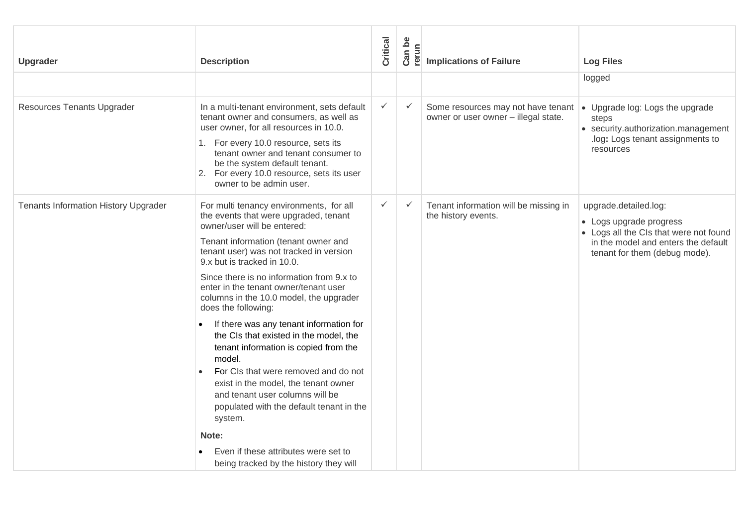| Upgrader | Description | Critical | Can be rerun | Implications of Failure | Log Files |
|---|---|---|---|---|---|
| | | | | | logged |
| Resources Tenants Upgrader | In a multi-tenant environment, sets default tenant owner and consumers, as well as user owner, for all resources in 10.0.<br>1. For every 10.0 resource, sets its tenant owner and tenant consumer to be the system default tenant.<br>2. For every 10.0 resource, sets its user owner to be admin user. | ✓ | ✓ | Some resources may not have tenant owner or user owner – illegal state. | • Upgrade log: Logs the upgrade steps<br>• security.authorization.management.log**:** Logs tenant assignments to resources |
| Tenants Information History Upgrader | For multi tenancy environments, for all the events that were upgraded, tenant owner/user will be entered:<br>Tenant information (tenant owner and tenant user) was not tracked in version 9.x but is tracked in 10.0.<br>Since there is no information from 9.x to enter in the tenant owner/tenant user columns in the 10.0 model, the upgrader does the following:<br>• If there was any tenant information for the CIs that existed in the model, the tenant information is copied from the model.<br>• For CIs that were removed and do not exist in the model, the tenant owner and tenant user columns will be populated with the default tenant in the system.<br>**Note:**<br>• Even if these attributes were set to being tracked by the history they will | ✓ | ✓ | Tenant information will be missing in the history events. | upgrade.detailed.log:<br>• Logs upgrade progress<br>• Logs all the CIs that were not found in the model and enters the default tenant for them (debug mode). |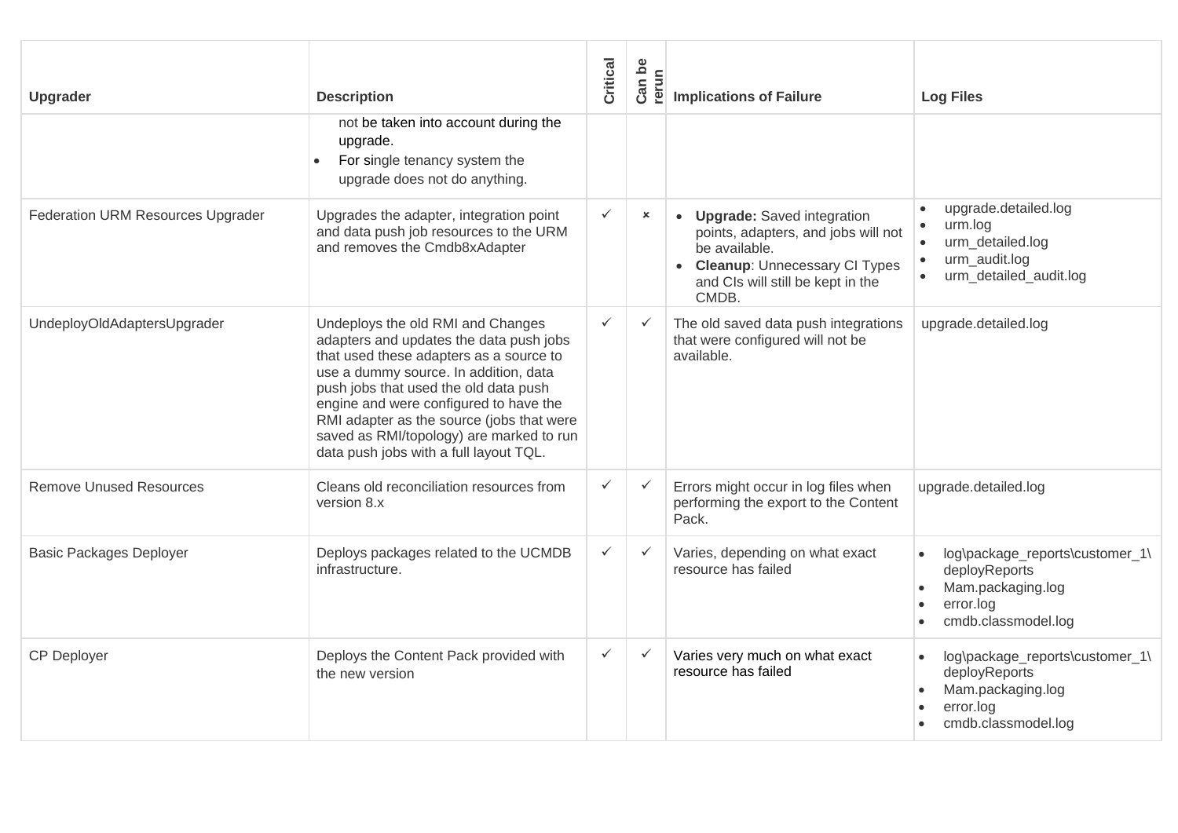| Upgrader | Description | Critical | Can be rerun | Implications of Failure | Log Files |
|---|---|---|---|---|---|
| | not be taken into account during the upgrade.<br>• For single tenancy system the upgrade does not do anything. | | | | |
| Federation URM Resources Upgrader | Upgrades the adapter, integration point and data push job resources to the URM and removes the Cmdb8xAdapter | ✓ | × | • **Upgrade:** Saved integration points, adapters, and jobs will not be available.<br>• **Cleanup**: Unnecessary CI Types and CIs will still be kept in the CMDB. | • upgrade.detailed.log<br>• urm.log<br>• urm_detailed.log<br>• urm_audit.log<br>• urm_detailed_audit.log |
| UndeployOldAdaptersUpgrader | Undeploys the old RMI and Changes adapters and updates the data push jobs that used these adapters as a source to use a dummy source. In addition, data push jobs that used the old data push engine and were configured to have the RMI adapter as the source (jobs that were saved as RMI/topology) are marked to run data push jobs with a full layout TQL. | ✓ | ✓ | The old saved data push integrations that were configured will not be available. | upgrade.detailed.log |
| Remove Unused Resources | Cleans old reconciliation resources from version 8.x | ✓ | ✓ | Errors might occur in log files when performing the export to the Content Pack. | upgrade.detailed.log |
| Basic Packages Deployer | Deploys packages related to the UCMDB infrastructure. | ✓ | ✓ | Varies, depending on what exact resource has failed | • log\package_reports\customer_1\deployReports<br>• Mam.packaging.log<br>• error.log<br>• cmdb.classmodel.log |
| CP Deployer | Deploys the Content Pack provided with the new version | ✓ | ✓ | Varies very much on what exact resource has failed | • log\package_reports\customer_1\deployReports<br>• Mam.packaging.log<br>• error.log<br>• cmdb.classmodel.log |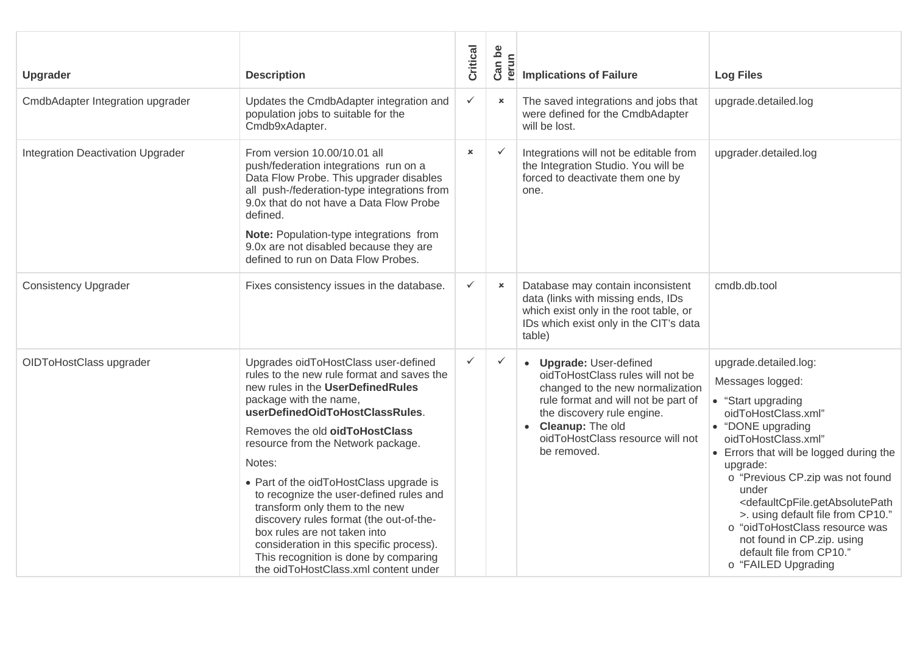| Upgrader | Description | Critical | Can be rerun | Implications of Failure | Log Files |
|---|---|---|---|---|---|
| CmdbAdapter Integration upgrader | Updates the CmdbAdapter integration and population jobs to suitable for the Cmdb9xAdapter. | ✓ | × | The saved integrations and jobs that were defined for the CmdbAdapter will be lost. | upgrade.detailed.log |
| Integration Deactivation Upgrader | From version 10.00/10.01 all push/federation integrations run on a Data Flow Probe. This upgrader disables all push-/federation-type integrations from 9.0x that do not have a Data Flow Probe defined.<br><br>**Note:** Population-type integrations from 9.0x are not disabled because they are defined to run on Data Flow Probes. | × | ✓ | Integrations will not be editable from the Integration Studio. You will be forced to deactivate them one by one. | upgrader.detailed.log |
| Consistency Upgrader | Fixes consistency issues in the database. | ✓ | × | Database may contain inconsistent data (links with missing ends, IDs which exist only in the root table, or IDs which exist only in the CIT's data table) | cmdb.db.tool |
| OIDToHostClass upgrader | Upgrades oidToHostClass user-defined rules to the new rule format and saves the new rules in the **UserDefinedRules** package with the name, **userDefinedOidToHostClassRules**.<br><br>Removes the old **oidToHostClass** resource from the Network package.<br><br>Notes:<br><br>• Part of the oidToHostClass upgrade is to recognize the user-defined rules and transform only them to the new discovery rules format (the out-of-the-box rules are not taken into consideration in this specific process). This recognition is done by comparing the oidToHostClass.xml content under | ✓ | ✓ | • **Upgrade:** User-defined oidToHostClass rules will not be changed to the new normalization rule format and will not be part of the discovery rule engine.<br>• **Cleanup:** The old oidToHostClass resource will not be removed. | upgrade.detailed.log:<br><br>Messages logged:<br><br>• "Start upgrading oidToHostClass.xml"<br>• "DONE upgrading oidToHostClass.xml"<br>• Errors that will be logged during the upgrade:<br>&nbsp;&nbsp;o "Previous CP.zip was not found under <defaultCpFile.getAbsolutePath>. using default file from CP10."<br>&nbsp;&nbsp;o "oidToHostClass resource was not found in CP.zip. using default file from CP10."<br>&nbsp;&nbsp;o "FAILED Upgrading |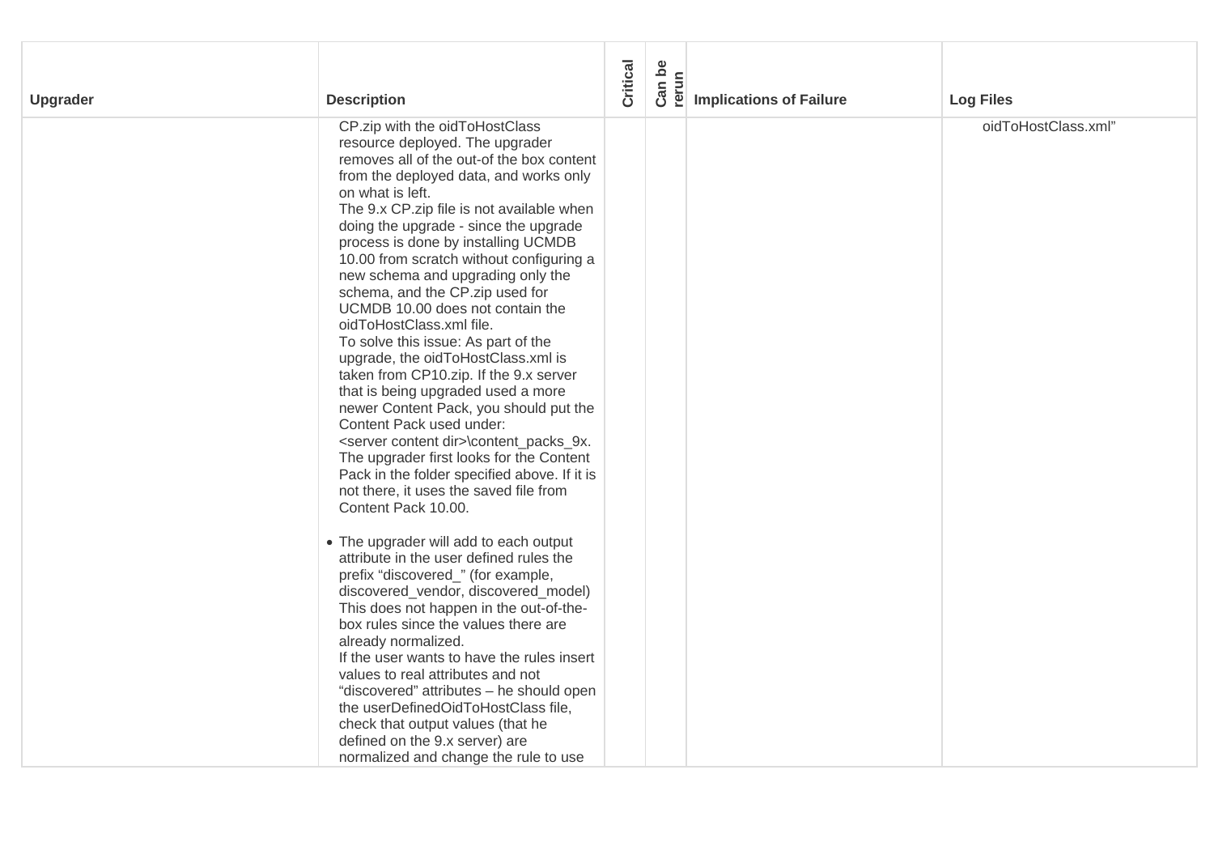| Upgrader | Description | Critical | Can be rerun | Implications of Failure | Log Files |
|---|---|---|---|---|---|
| | CP.zip with the oidToHostClass resource deployed. The upgrader removes all of the out-of the box content from the deployed data, and works only on what is left.<br>The 9.x CP.zip file is not available when doing the upgrade - since the upgrade process is done by installing UCMDB 10.00 from scratch without configuring a new schema and upgrading only the schema, and the CP.zip used for UCMDB 10.00 does not contain the oidToHostClass.xml file.<br>To solve this issue: As part of the upgrade, the oidToHostClass.xml is taken from CP10.zip. If the 9.x server that is being upgraded used a more newer Content Pack, you should put the Content Pack used under: <server content dir>\content_packs_9x. The upgrader first looks for the Content Pack in the folder specified above. If it is not there, it uses the saved file from Content Pack 10.00.<br><br>• The upgrader will add to each output attribute in the user defined rules the prefix "discovered_" (for example, discovered_vendor, discovered_model) This does not happen in the out-of-the-box rules since the values there are already normalized.<br>If the user wants to have the rules insert values to real attributes and not "discovered" attributes – he should open the userDefinedOidToHostClass file, check that output values (that he defined on the 9.x server) are normalized and change the rule to use | | | | oidToHostClass.xml" |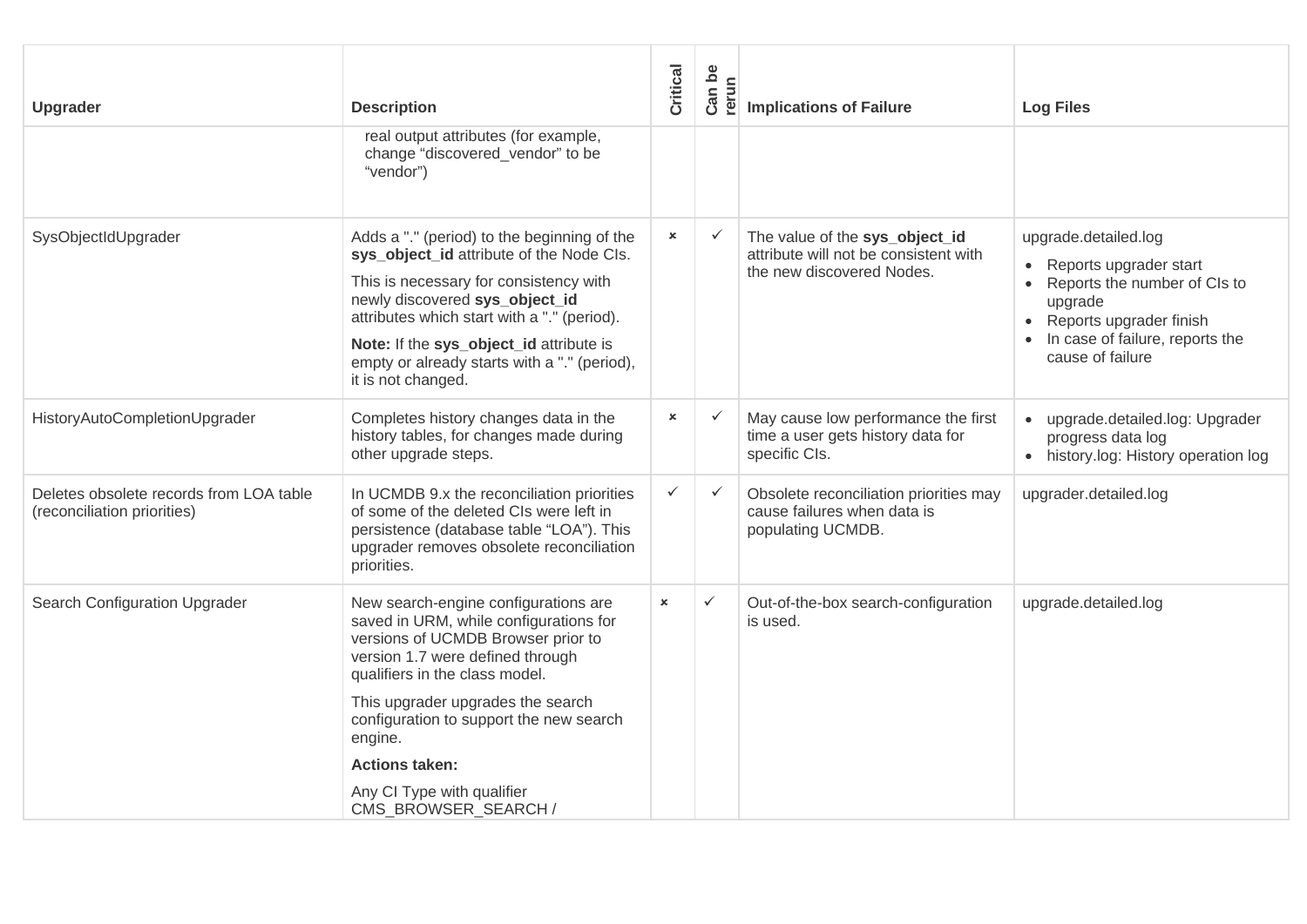| Upgrader | Description | Critical | Can be rerun | Implications of Failure | Log Files |
|---|---|---|---|---|---|
| | real output attributes (for example, change “discovered_vendor” to be “vendor”) | | | | |
| SysObjectIdUpgrader | Adds a "." (period) to the beginning of the **sys_object_id** attribute of the Node CIs.<br><br>This is necessary for consistency with newly discovered **sys_object_id** attributes which start with a "." (period).<br><br>**Note:** If the **sys_object_id** attribute is empty or already starts with a "." (period), it is not changed. | × | ✓ | The value of the **sys_object_id** attribute will not be consistent with the new discovered Nodes. | upgrade.detailed.log<br>• Reports upgrader start<br>• Reports the number of CIs to upgrade<br>• Reports upgrader finish<br>• In case of failure, reports the cause of failure |
| HistoryAutoCompletionUpgrader | Completes history changes data in the history tables, for changes made during other upgrade steps. | × | ✓ | May cause low performance the first time a user gets history data for specific CIs. | • upgrade.detailed.log: Upgrader progress data log<br>• history.log: History operation log |
| Deletes obsolete records from LOA table (reconciliation priorities) | In UCMDB 9.x the reconciliation priorities of some of the deleted CIs were left in persistence (database table “LOA”). This upgrader removes obsolete reconciliation priorities. | ✓ | ✓ | Obsolete reconciliation priorities may cause failures when data is populating UCMDB. | upgrader.detailed.log |
| Search Configuration Upgrader | New search-engine configurations are saved in URM, while configurations for versions of UCMDB Browser prior to version 1.7 were defined through qualifiers in the class model.<br><br>This upgrader upgrades the search configuration to support the new search engine.<br><br>**Actions taken:**<br><br>Any CI Type with qualifier CMS_BROWSER_SEARCH / | × | ✓ | Out-of-the-box search-configuration is used. | upgrade.detailed.log |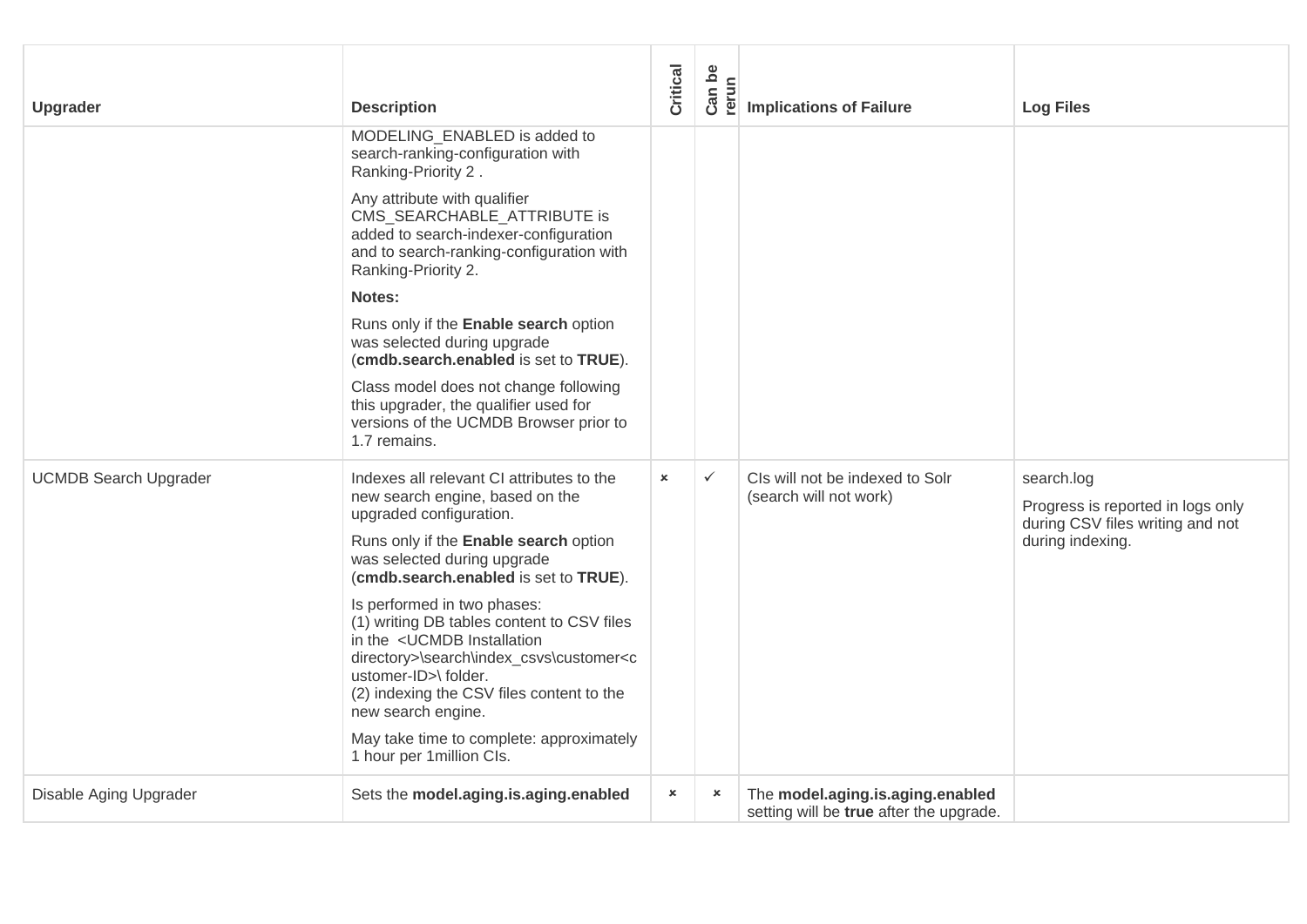| Upgrader | Description | Critical | Can be rerun | Implications of Failure | Log Files |
|---|---|---|---|---|---|
| | MODELING_ENABLED is added to search-ranking-configuration with Ranking-Priority 2 .<br><br>Any attribute with qualifier CMS_SEARCHABLE_ATTRIBUTE is added to search-indexer-configuration and to search-ranking-configuration with Ranking-Priority 2.<br><br>**Notes:**<br><br>Runs only if the **Enable search** option was selected during upgrade (**cmdb.search.enabled** is set to **TRUE**).<br><br>Class model does not change following this upgrader, the qualifier used for versions of the UCMDB Browser prior to 1.7 remains. | | | | |
| UCMDB Search Upgrader | Indexes all relevant CI attributes to the new search engine, based on the upgraded configuration.<br><br>Runs only if the **Enable search** option was selected during upgrade (**cmdb.search.enabled** is set to **TRUE**).<br><br>Is performed in two phases:<br>(1) writing DB tables content to CSV files in the <UCMDB Installation directory>\search\index_csvs\customer<customer-ID>\ folder.<br>(2) indexing the CSV files content to the new search engine.<br><br>May take time to complete: approximately 1 hour per 1million CIs. | × | ✓ | CIs will not be indexed to Solr (search will not work) | search.log<br><br>Progress is reported in logs only during CSV files writing and not during indexing. |
| Disable Aging Upgrader | Sets the **model.aging.is.aging.enabled** | × | × | The **model.aging.is.aging.enabled** setting will be **true** after the upgrade. | |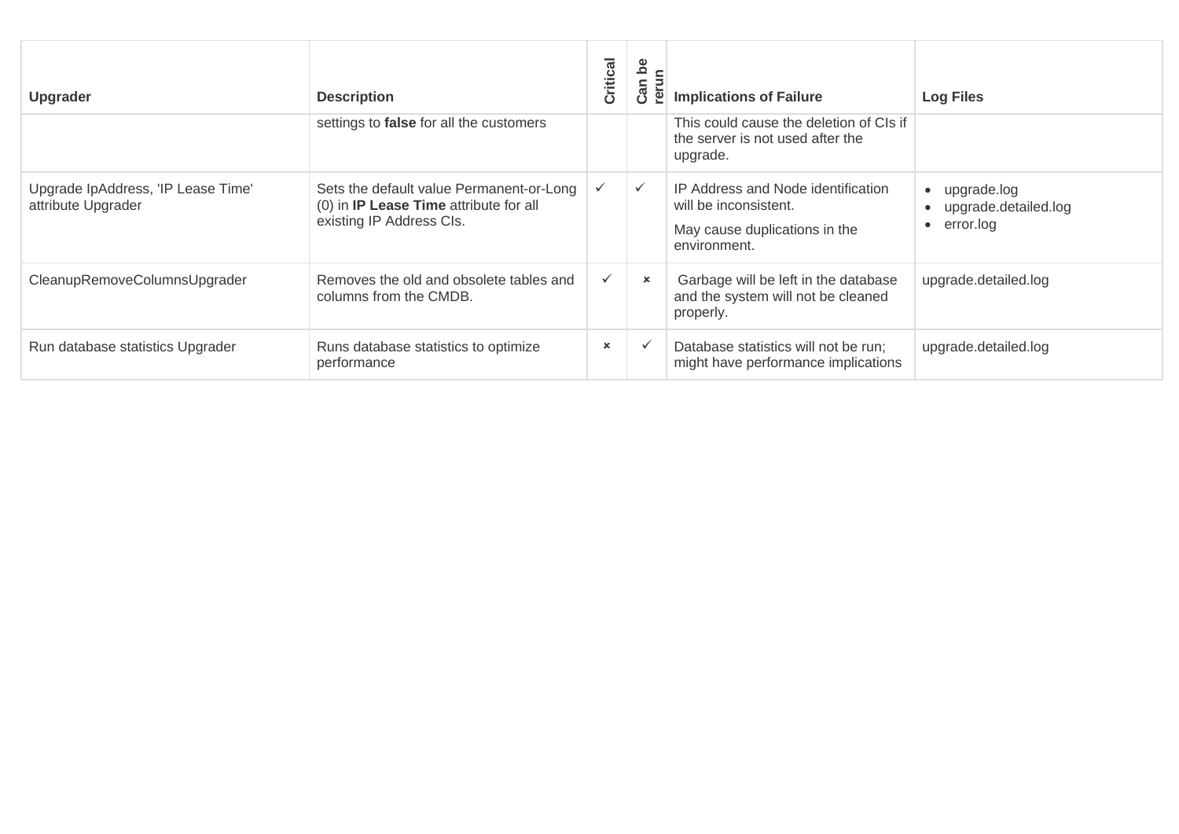| Upgrader | Description | Critical | Can be rerun | Implications of Failure | Log Files |
|---|---|---|---|---|---|
| | settings to **false** for all the customers | | | This could cause the deletion of CIs if the server is not used after the upgrade. | |
| Upgrade IpAddress, 'IP Lease Time' attribute Upgrader | Sets the default value Permanent-or-Long (0) in **IP Lease Time** attribute for all existing IP Address CIs. | ✓ | ✓ | IP Address and Node identification will be inconsistent.<br>May cause duplications in the environment. | • upgrade.log<br>• upgrade.detailed.log<br>• error.log |
| CleanupRemoveColumnsUpgrader | Removes the old and obsolete tables and columns from the CMDB. | ✓ | × | Garbage will be left in the database and the system will not be cleaned properly. | upgrade.detailed.log |
| Run database statistics Upgrader | Runs database statistics to optimize performance | × | ✓ | Database statistics will not be run; might have performance implications | upgrade.detailed.log |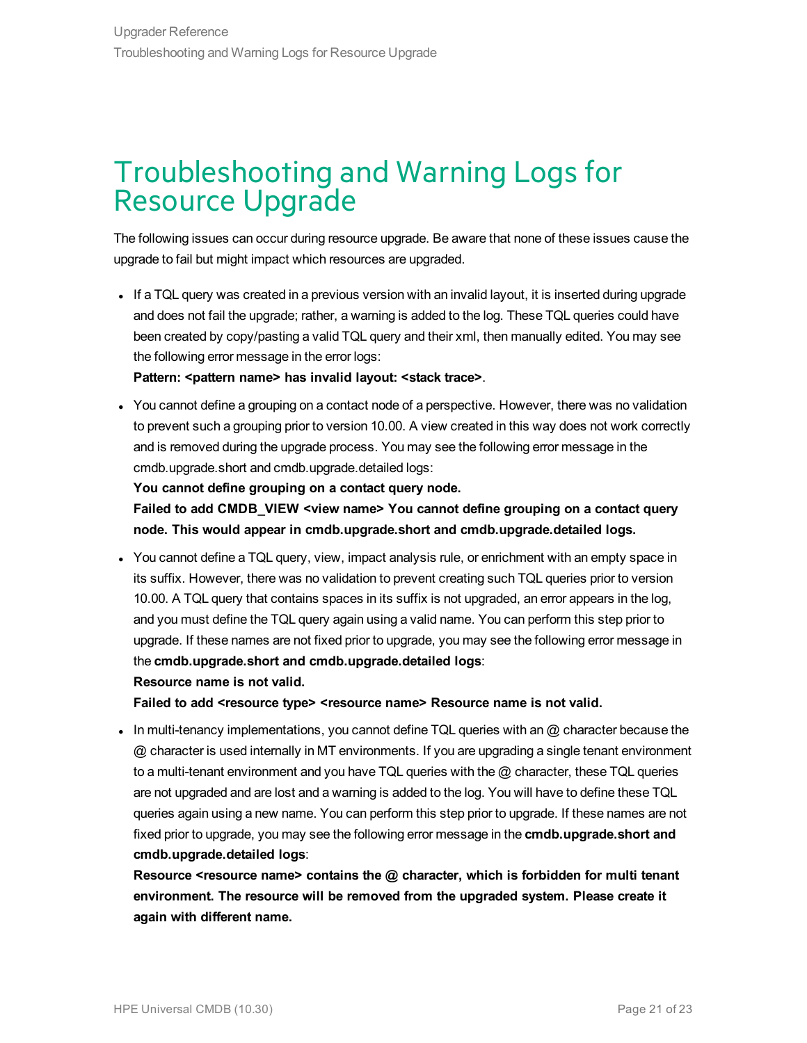# Troubleshooting and Warning Logs for Resource Upgrade

The following issues can occur during resource upgrade. Be aware that none of these issues cause the upgrade to fail but might impact which resources are upgraded.

- If a TQL query was created in a previous version with an invalid layout, it is inserted during upgrade and does not fail the upgrade; rather, a warning is added to the log. These TQL queries could have been created by copy/pasting a valid TQL query and their xml, then manually edited. You may see the following error message in the error logs:
  **Pattern: <pattern name> has invalid layout: <stack trace>**.
- You cannot define a grouping on a contact node of a perspective. However, there was no validation to prevent such a grouping prior to version 10.00. A view created in this way does not work correctly and is removed during the upgrade process. You may see the following error message in the cmdb.upgrade.short and cmdb.upgrade.detailed logs:
  **You cannot define grouping on a contact query node.**
  **Failed to add CMDB_VIEW <view name> You cannot define grouping on a contact query node. This would appear in cmdb.upgrade.short and cmdb.upgrade.detailed logs.**
- You cannot define a TQL query, view, impact analysis rule, or enrichment with an empty space in its suffix. However, there was no validation to prevent creating such TQL queries prior to version 10.00. A TQL query that contains spaces in its suffix is not upgraded, an error appears in the log, and you must define the TQL query again using a valid name. You can perform this step prior to upgrade. If these names are not fixed prior to upgrade, you may see the following error message in the **cmdb.upgrade.short and cmdb.upgrade.detailed logs**:
  **Resource name is not valid.**
  **Failed to add <resource type> <resource name> Resource name is not valid.**
- In multi-tenancy implementations, you cannot define TQL queries with an @ character because the @ character is used internally in MT environments. If you are upgrading a single tenant environment to a multi-tenant environment and you have TQL queries with the @ character, these TQL queries are not upgraded and are lost and a warning is added to the log. You will have to define these TQL queries again using a new name. You can perform this step prior to upgrade. If these names are not fixed prior to upgrade, you may see the following error message in the **cmdb.upgrade.short and cmdb.upgrade.detailed logs**:
  **Resource <resource name> contains the @ character, which is forbidden for multi tenant environment. The resource will be removed from the upgraded system. Please create it again with different name.**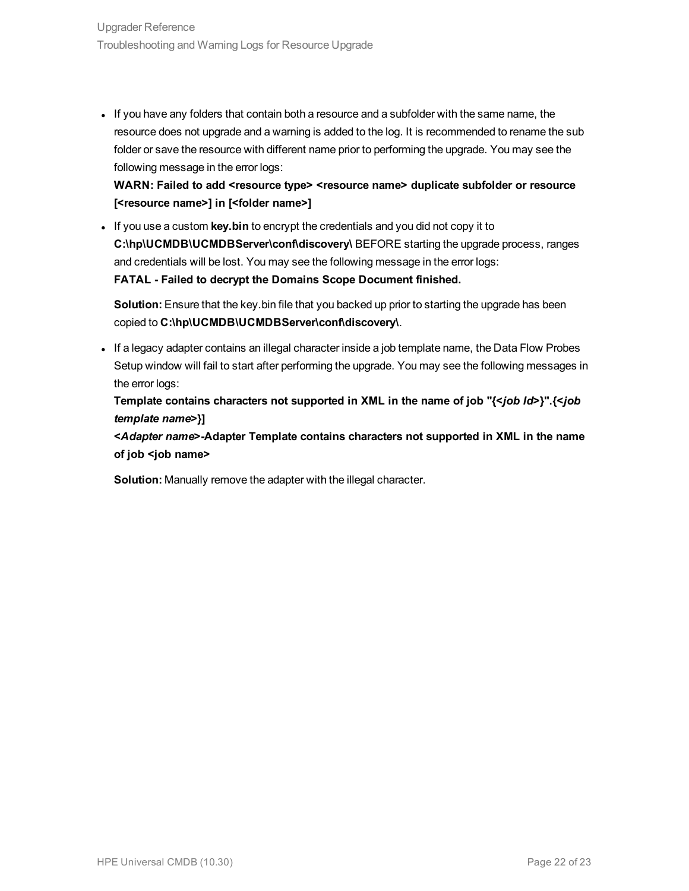- If you have any folders that contain both a resource and a subfolder with the same name, the resource does not upgrade and a warning is added to the log. It is recommended to rename the sub folder or save the resource with different name prior to performing the upgrade. You may see the following message in the error logs:
  **WARN: Failed to add <resource type> <resource name> duplicate subfolder or resource [<resource name>] in [<folder name>]**
- If you use a custom **key.bin** to encrypt the credentials and you did not copy it to **C:\hp\UCMDB\UCMDBServer\conf\discovery\** BEFORE starting the upgrade process, ranges and credentials will be lost. You may see the following message in the error logs:
  **FATAL - Failed to decrypt the Domains Scope Document finished.**

  **Solution:** Ensure that the key.bin file that you backed up prior to starting the upgrade has been copied to **C:\hp\UCMDB\UCMDBServer\conf\discovery\**.
- If a legacy adapter contains an illegal character inside a job template name, the Data Flow Probes Setup window will fail to start after performing the upgrade. You may see the following messages in the error logs:
  **Template contains characters not supported in XML in the name of job "{<*job Id*>}".{<*job template name*>}]**
  **<*Adapter name*>-Adapter Template contains characters not supported in XML in the name of job <job name>**

  **Solution:** Manually remove the adapter with the illegal character.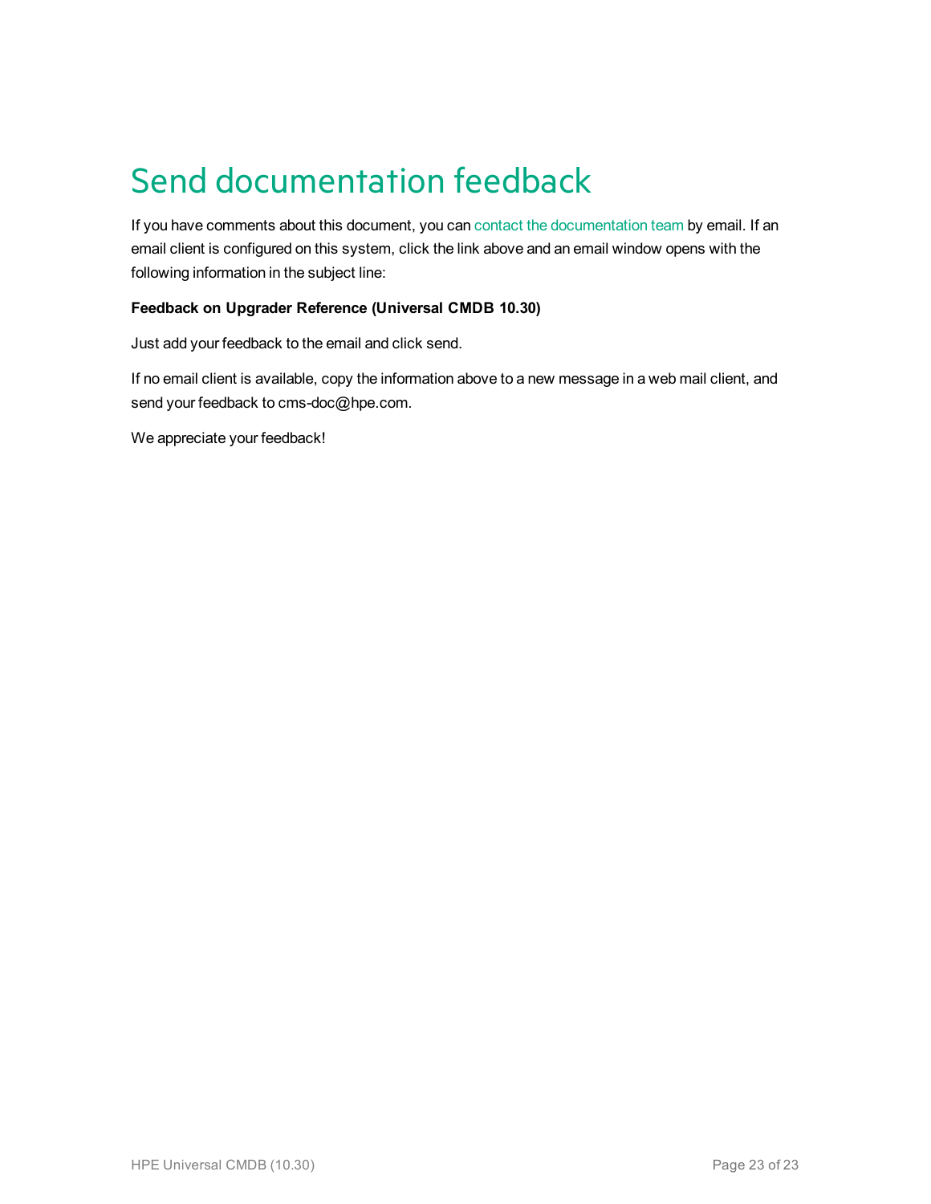# Send documentation feedback

If you have comments about this document, you can contact the documentation team by email. If an email client is configured on this system, click the link above and an email window opens with the following information in the subject line:

**Feedback on Upgrader Reference (Universal CMDB 10.30)**

Just add your feedback to the email and click send.

If no email client is available, copy the information above to a new message in a web mail client, and send your feedback to cms-doc@hpe.com.

We appreciate your feedback!